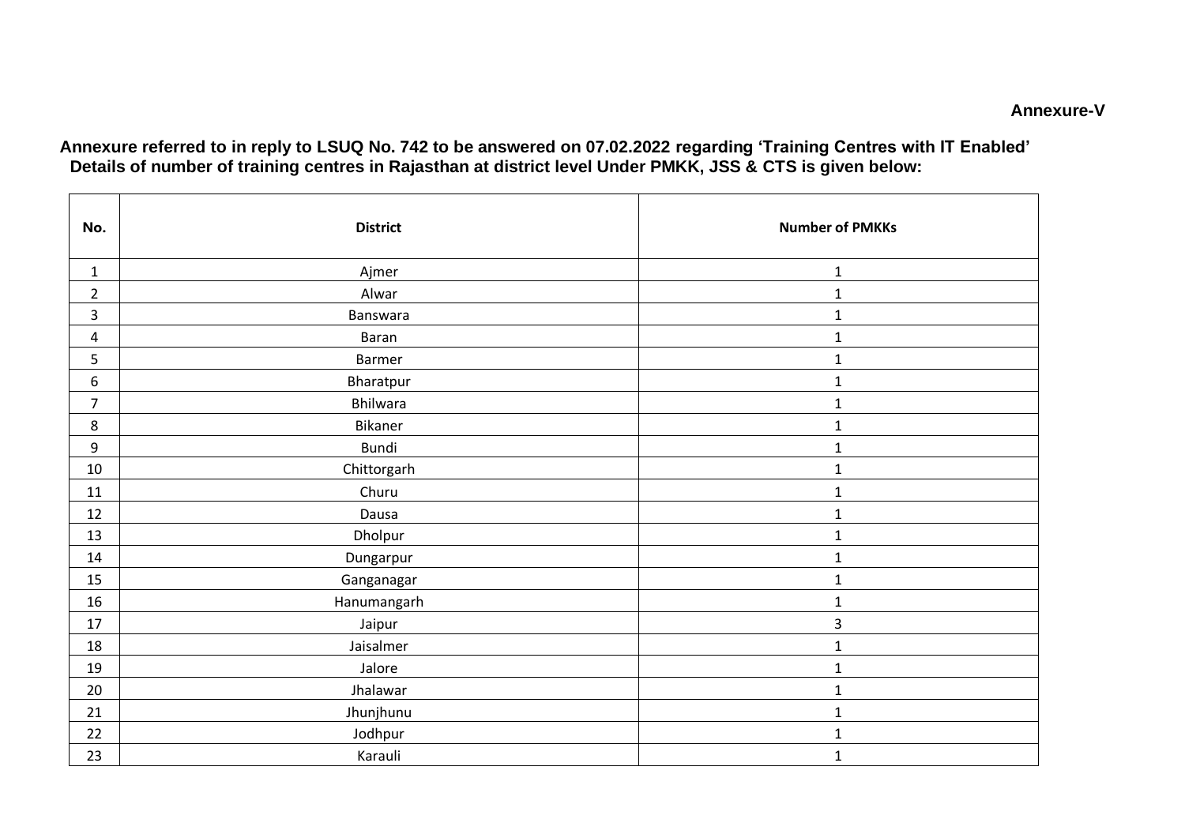**Annexure-V**

**Annexure referred to in reply to LSUQ No. 742 to be answered on 07.02.2022 regarding 'Training Centres with IT Enabled'**
**Details of number of training centres in Rajasthan at district level Under PMKK, JSS & CTS is given below:**

| No. | District | Number of PMKKs |
|---|---|---|
| 1 | Ajmer | 1 |
| 2 | Alwar | 1 |
| 3 | Banswara | 1 |
| 4 | Baran | 1 |
| 5 | Barmer | 1 |
| 6 | Bharatpur | 1 |
| 7 | Bhilwara | 1 |
| 8 | Bikaner | 1 |
| 9 | Bundi | 1 |
| 10 | Chittorgarh | 1 |
| 11 | Churu | 1 |
| 12 | Dausa | 1 |
| 13 | Dholpur | 1 |
| 14 | Dungarpur | 1 |
| 15 | Ganganagar | 1 |
| 16 | Hanumangarh | 1 |
| 17 | Jaipur | 3 |
| 18 | Jaisalmer | 1 |
| 19 | Jalore | 1 |
| 20 | Jhalawar | 1 |
| 21 | Jhunjhunu | 1 |
| 22 | Jodhpur | 1 |
| 23 | Karauli | 1 |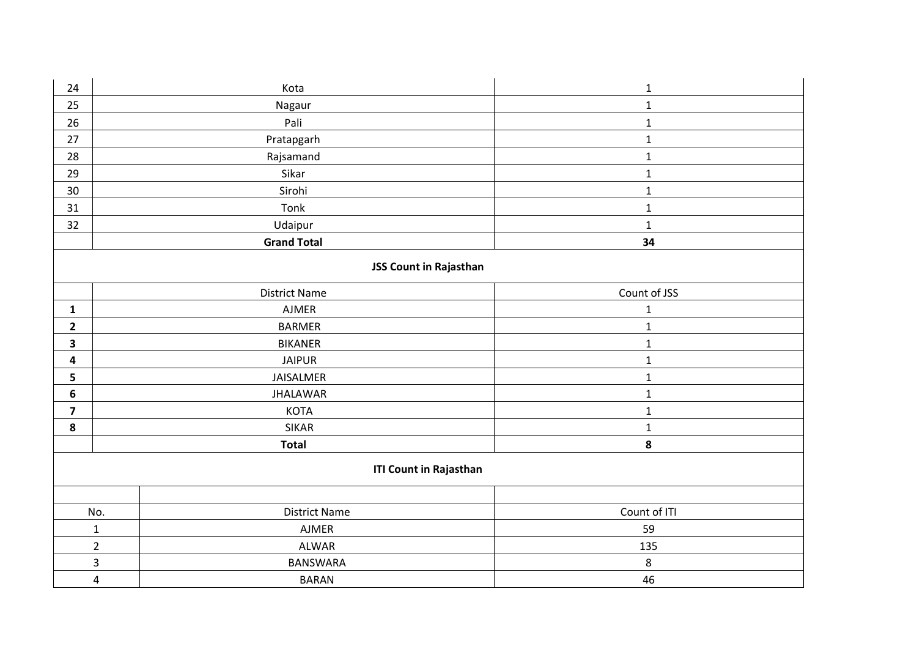| | | |
|---|---|---|
| 24 | Kota | 1 |
| 25 | Nagaur | 1 |
| 26 | Pali | 1 |
| 27 | Pratapgarh | 1 |
| 28 | Rajsamand | 1 |
| 29 | Sikar | 1 |
| 30 | Sirohi | 1 |
| 31 | Tonk | 1 |
| 32 | Udaipur | 1 |
| | **Grand Total** | **34** |

**JSS Count in Rajasthan**

| | District Name | Count of JSS |
|---|---|---|
| **1** | AJMER | 1 |
| **2** | BARMER | 1 |
| **3** | BIKANER | 1 |
| **4** | JAIPUR | 1 |
| **5** | JAISALMER | 1 |
| **6** | JHALAWAR | 1 |
| **7** | KOTA | 1 |
| **8** | SIKAR | 1 |
| | **Total** | **8** |

**ITI Count in Rajasthan**

| No. | District Name | Count of ITI |
|---|---|---|
| 1 | AJMER | 59 |
| 2 | ALWAR | 135 |
| 3 | BANSWARA | 8 |
| 4 | BARAN | 46 |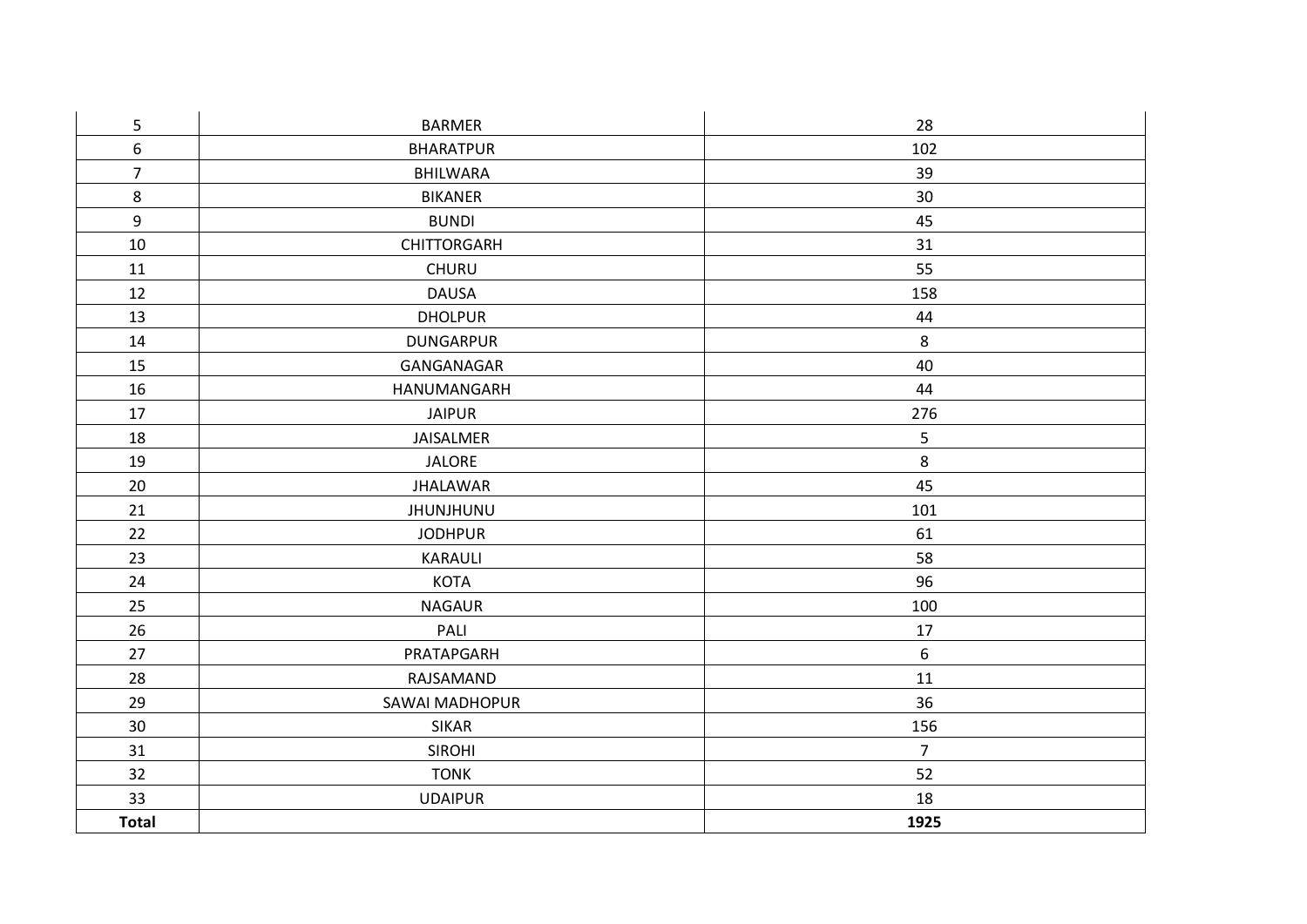| | | |
|---|---|---|
| 5 | BARMER | 28 |
| 6 | BHARATPUR | 102 |
| 7 | BHILWARA | 39 |
| 8 | BIKANER | 30 |
| 9 | BUNDI | 45 |
| 10 | CHITTORGARH | 31 |
| 11 | CHURU | 55 |
| 12 | DAUSA | 158 |
| 13 | DHOLPUR | 44 |
| 14 | DUNGARPUR | 8 |
| 15 | GANGANAGAR | 40 |
| 16 | HANUMANGARH | 44 |
| 17 | JAIPUR | 276 |
| 18 | JAISALMER | 5 |
| 19 | JALORE | 8 |
| 20 | JHALAWAR | 45 |
| 21 | JHUNJHUNU | 101 |
| 22 | JODHPUR | 61 |
| 23 | KARAULI | 58 |
| 24 | KOTA | 96 |
| 25 | NAGAUR | 100 |
| 26 | PALI | 17 |
| 27 | PRATAPGARH | 6 |
| 28 | RAJSAMAND | 11 |
| 29 | SAWAI MADHOPUR | 36 |
| 30 | SIKAR | 156 |
| 31 | SIROHI | 7 |
| 32 | TONK | 52 |
| 33 | UDAIPUR | 18 |
| **Total** | | **1925** |